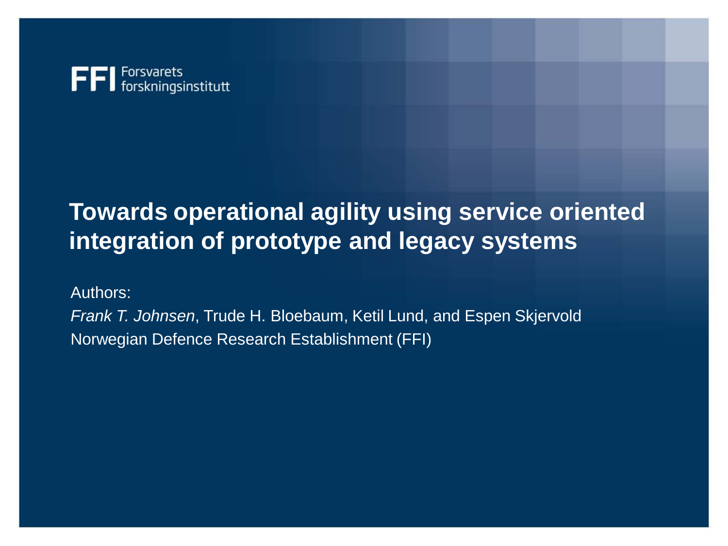FFI Forsvarets forskningsinstitutt

# Towards operational agility using service oriented integration of prototype and legacy systems

Authors:

*Frank T. Johnsen*, Trude H. Bloebaum, Ketil Lund, and Espen Skjervold

Norwegian Defence Research Establishment (FFI)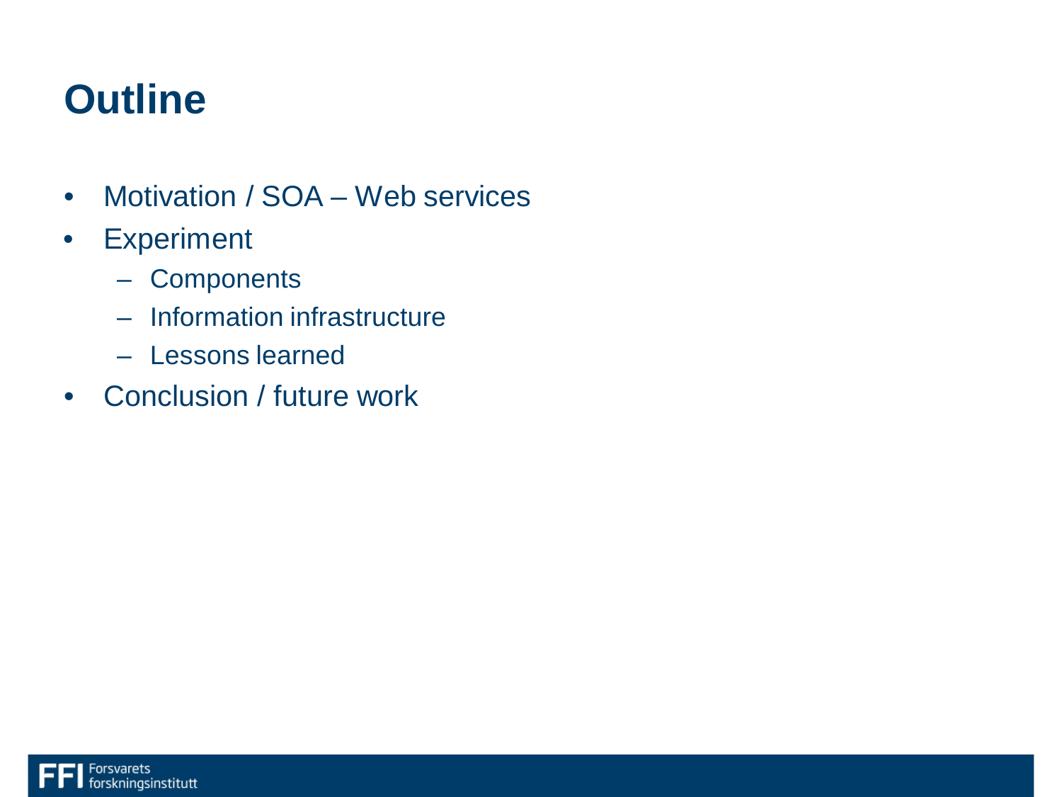# Outline

- Motivation / SOA – Web services
- Experiment
  - Components
  - Information infrastructure
  - Lessons learned
- Conclusion / future work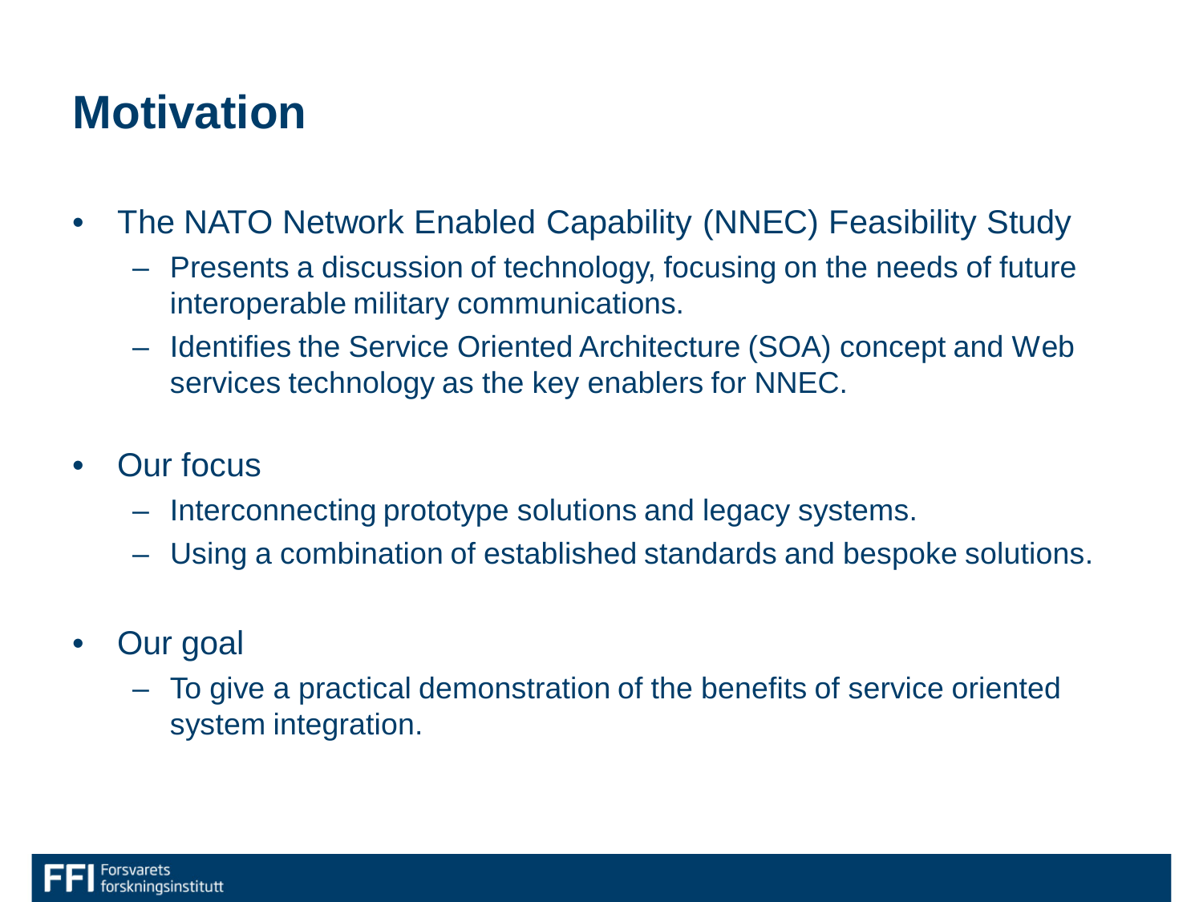# Motivation

- The NATO Network Enabled Capability (NNEC) Feasibility Study
  - Presents a discussion of technology, focusing on the needs of future interoperable military communications.
  - Identifies the Service Oriented Architecture (SOA) concept and Web services technology as the key enablers for NNEC.
- Our focus
  - Interconnecting prototype solutions and legacy systems.
  - Using a combination of established standards and bespoke solutions.
- Our goal
  - To give a practical demonstration of the benefits of service oriented system integration.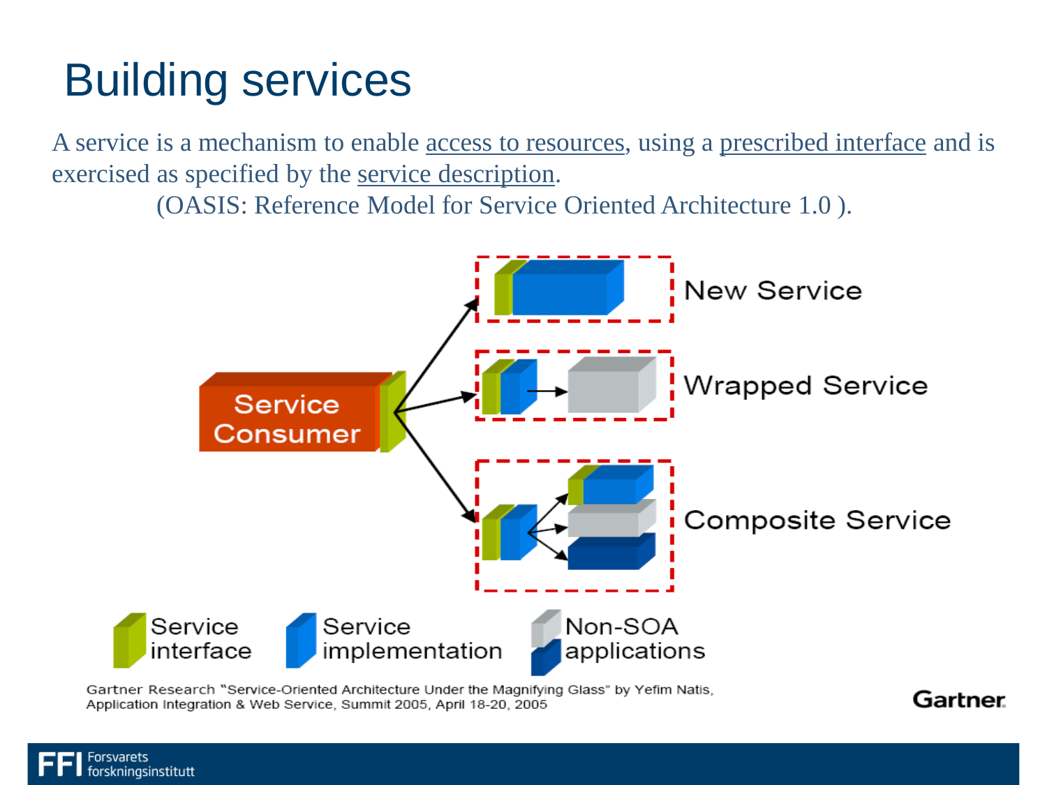# Building services

A service is a mechanism to enable access to resources, using a prescribed interface and is exercised as specified by the service description.

(OASIS: Reference Model for Service Oriented Architecture 1.0 ).

Service Consumer

New Service

Wrapped Service

Composite Service

Service interface

Service implementation

Non-SOA applications

Gartner Research "Service-Oriented Architecture Under the Magnifying Glass" by Yefim Natis, Application Integration & Web Service, Summit 2005, April 18-20, 2005

Gartner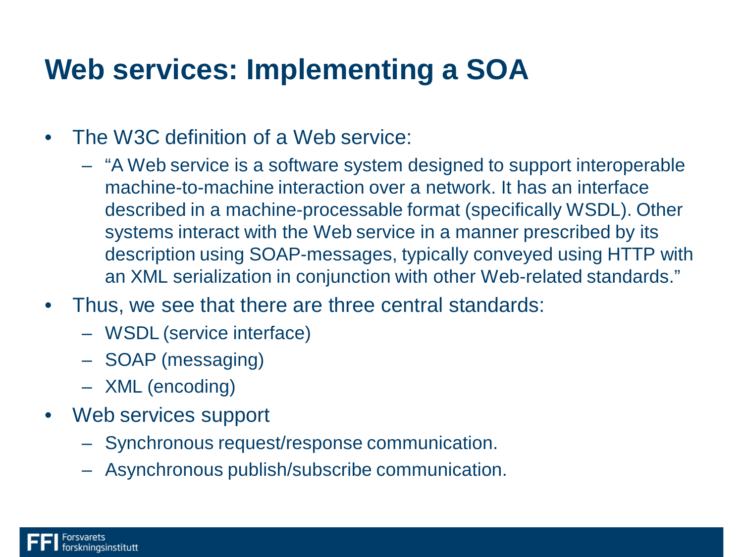# Web services: Implementing a SOA

- The W3C definition of a Web service:
  - "A Web service is a software system designed to support interoperable machine-to-machine interaction over a network. It has an interface described in a machine-processable format (specifically WSDL). Other systems interact with the Web service in a manner prescribed by its description using SOAP-messages, typically conveyed using HTTP with an XML serialization in conjunction with other Web-related standards."
- Thus, we see that there are three central standards:
  - WSDL (service interface)
  - SOAP (messaging)
  - XML (encoding)
- Web services support
  - Synchronous request/response communication.
  - Asynchronous publish/subscribe communication.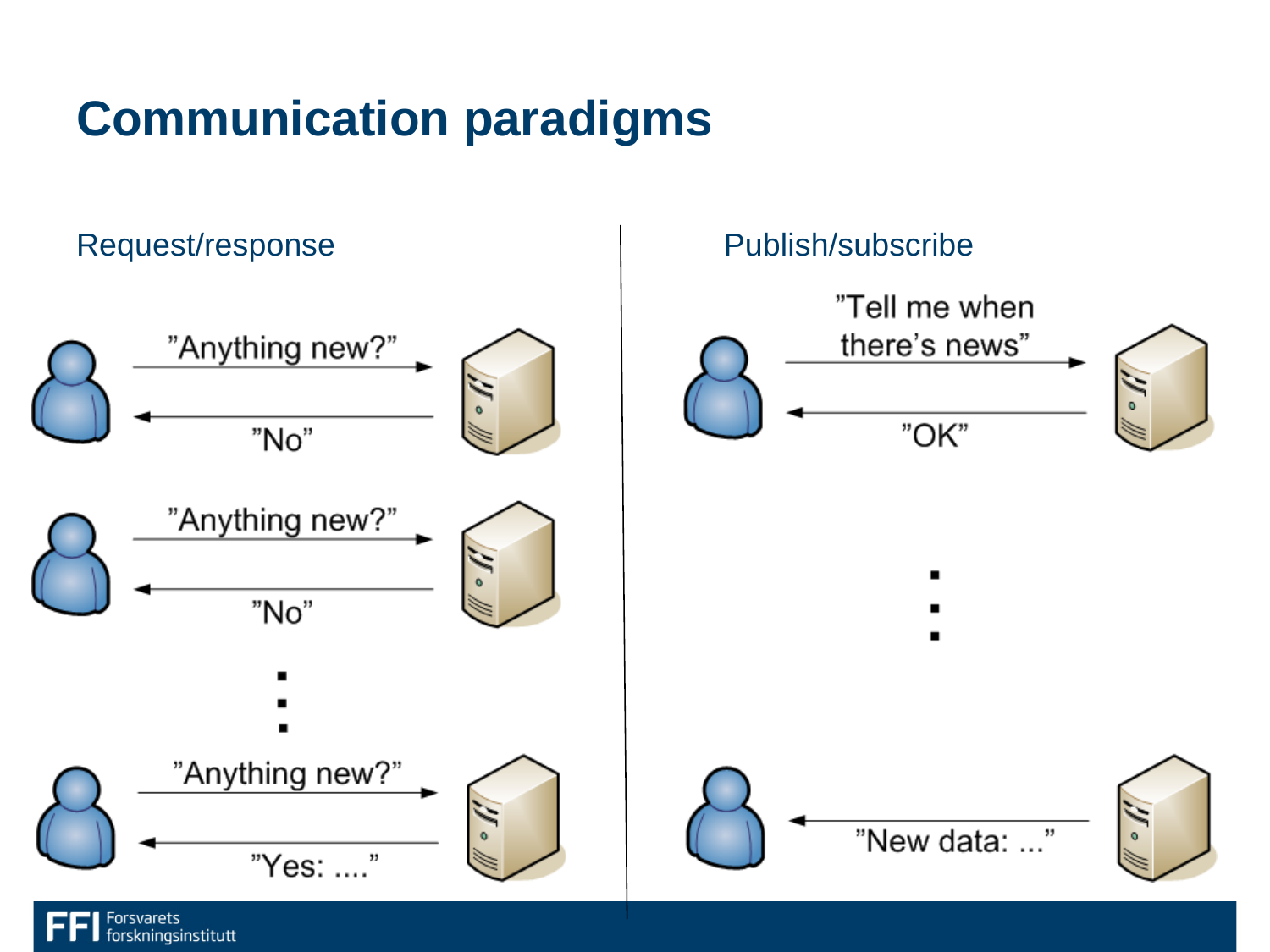# Communication paradigms

## Request/response

"Anything new?" →
← "No"

"Anything new?" →
← "No"

⋮

"Anything new?" →
← "Yes: ...."

## Publish/subscribe

"Tell me when there's news" →
← "OK"

⋮

← "New data: ..."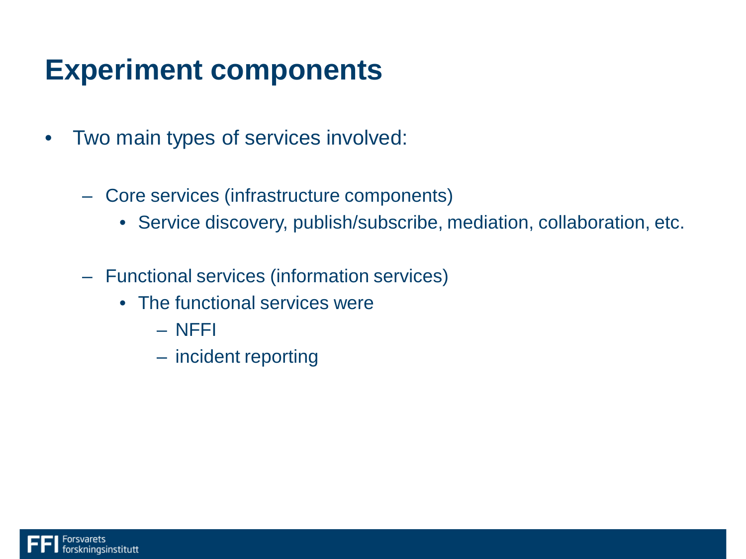# Experiment components

- Two main types of services involved:
  - Core services (infrastructure components)
    - Service discovery, publish/subscribe, mediation, collaboration, etc.
  - Functional services (information services)
    - The functional services were
      - NFFI
      - incident reporting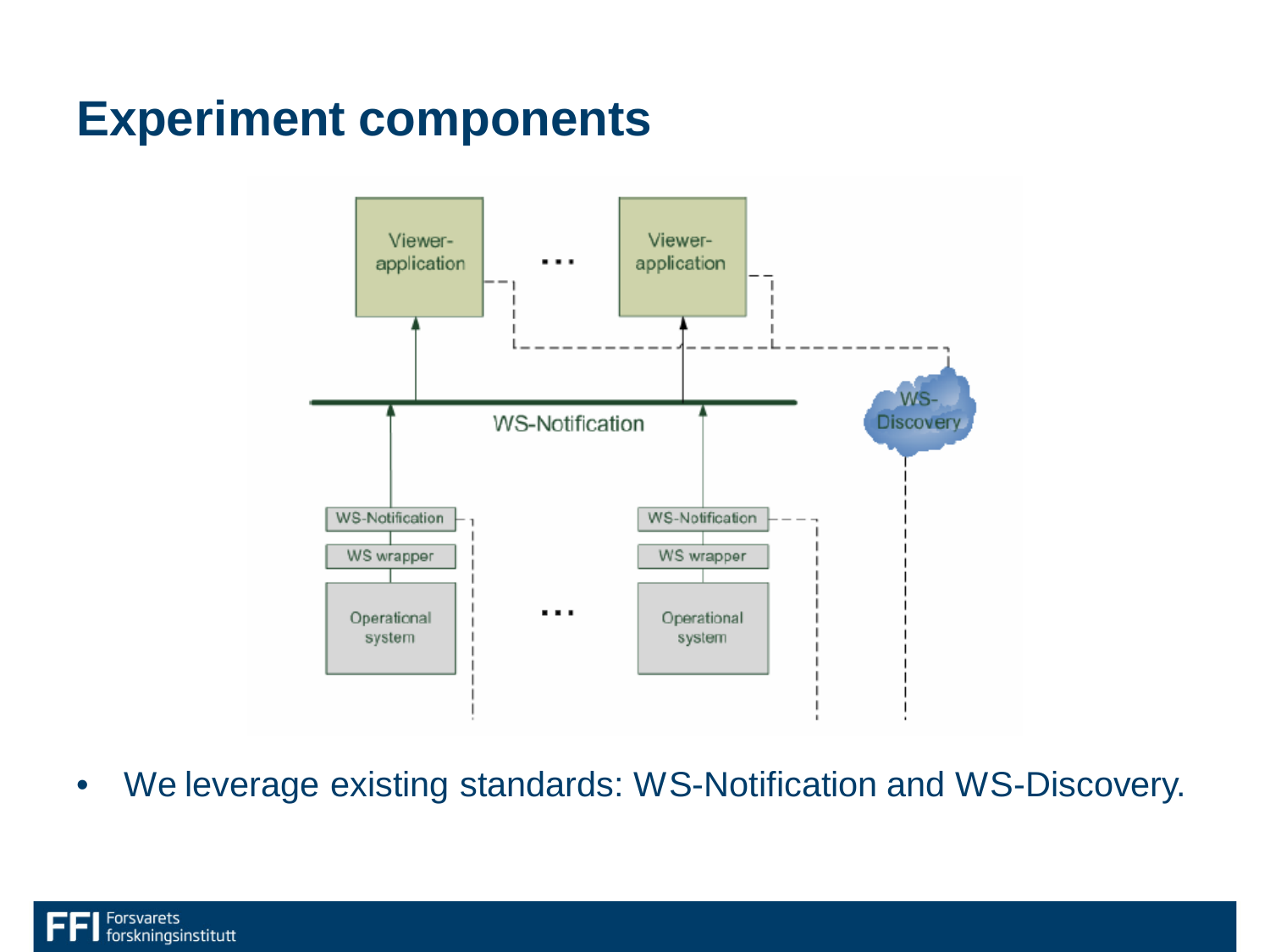# Experiment components

- We leverage existing standards: WS-Notification and WS-Discovery.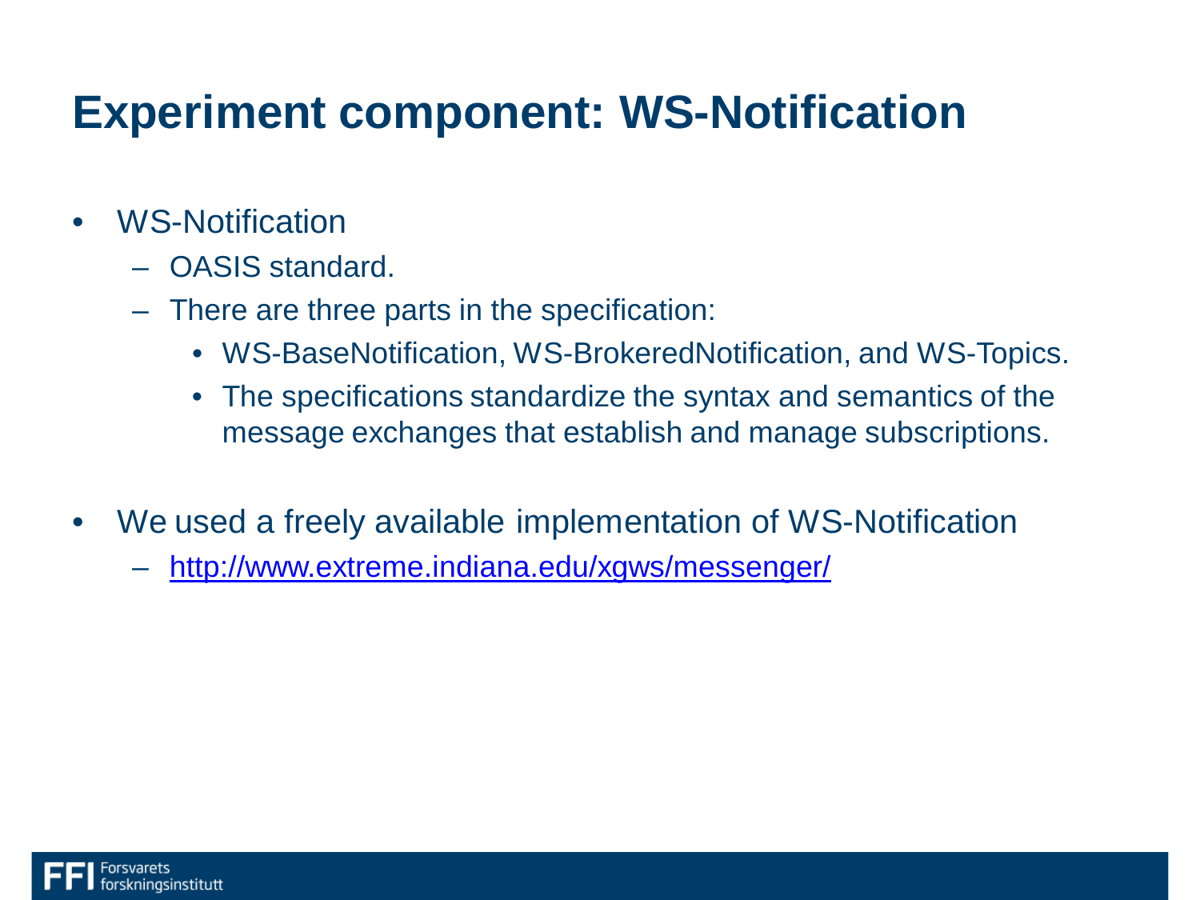# Experiment component: WS-Notification

- WS-Notification
  - OASIS standard.
  - There are three parts in the specification:
    - WS-BaseNotification, WS-BrokeredNotification, and WS-Topics.
    - The specifications standardize the syntax and semantics of the message exchanges that establish and manage subscriptions.

- We used a freely available implementation of WS-Notification
  - http://www.extreme.indiana.edu/xgws/messenger/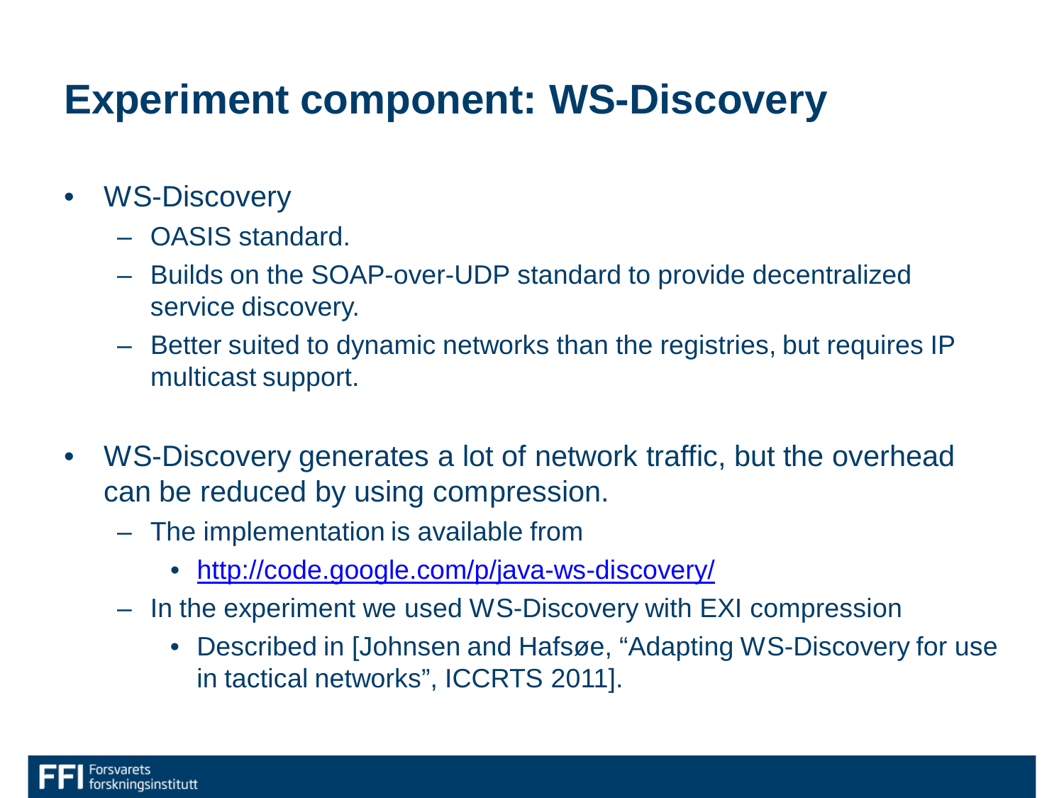# Experiment component: WS-Discovery

- WS-Discovery
  - OASIS standard.
  - Builds on the SOAP-over-UDP standard to provide decentralized service discovery.
  - Better suited to dynamic networks than the registries, but requires IP multicast support.
- WS-Discovery generates a lot of network traffic, but the overhead can be reduced by using compression.
  - The implementation is available from
    - http://code.google.com/p/java-ws-discovery/
  - In the experiment we used WS-Discovery with EXI compression
    - Described in [Johnsen and Hafsøe, "Adapting WS-Discovery for use in tactical networks", ICCRTS 2011].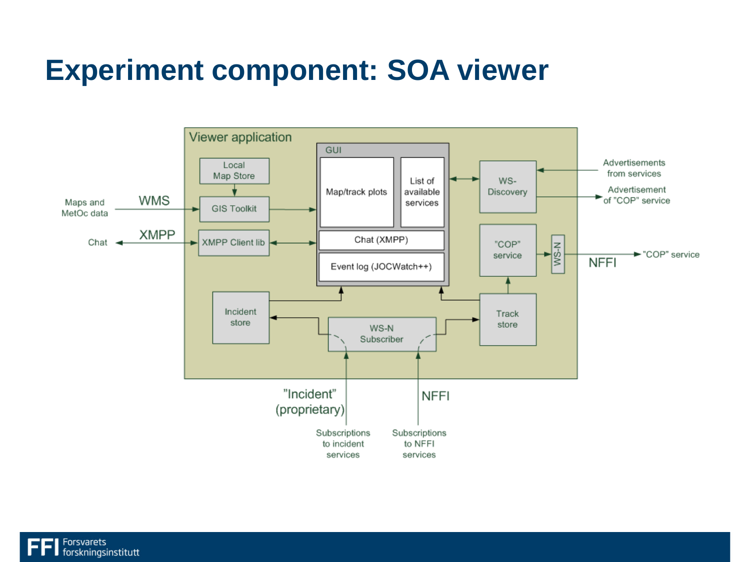# Experiment component: SOA viewer

Viewer application

GUI

Local Map Store

GIS Toolkit

Map/track plots

List of available services

WS-Discovery

Maps and MetOc data

WMS

Chat

XMPP

XMPP Client lib

Chat (XMPP)

Event log (JOCWatch++)

Advertisements from services

Advertisement of "COP" service

"COP" service

WS-N

NFFI

"COP" service

Incident store

WS-N Subscriber

Track store

"Incident" (proprietary)

NFFI

Subscriptions to incident services

Subscriptions to NFFI services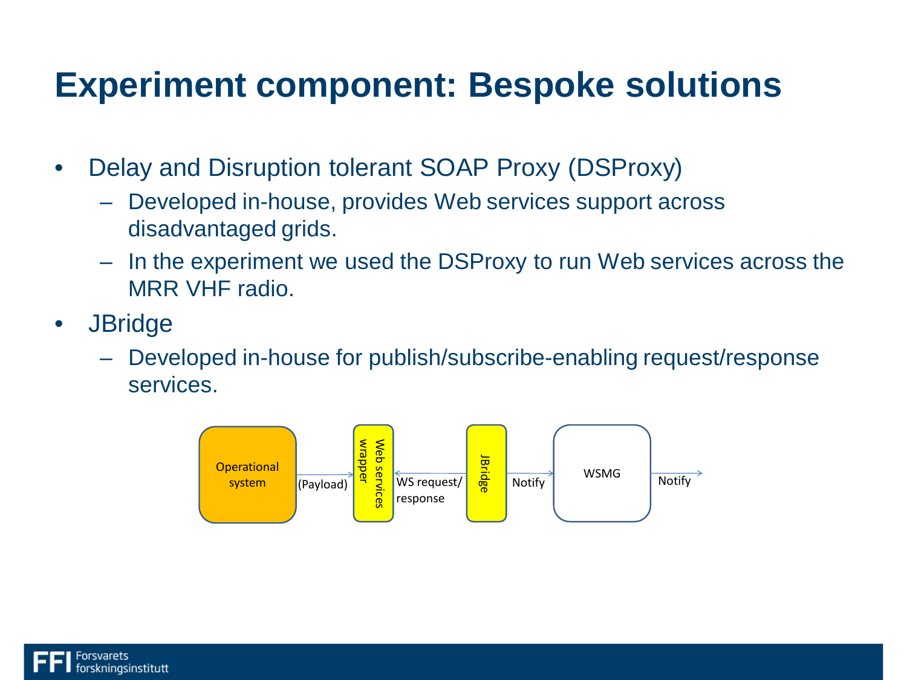# Experiment component: Bespoke solutions

- Delay and Disruption tolerant SOAP Proxy (DSProxy)
  - Developed in-house, provides Web services support across disadvantaged grids.
  - In the experiment we used the DSProxy to run Web services across the MRR VHF radio.
- JBridge
  - Developed in-house for publish/subscribe-enabling request/response services.

Operational system → (Payload) → Web services wrapper ← WS request/ response → JBridge → Notify → WSMG → Notify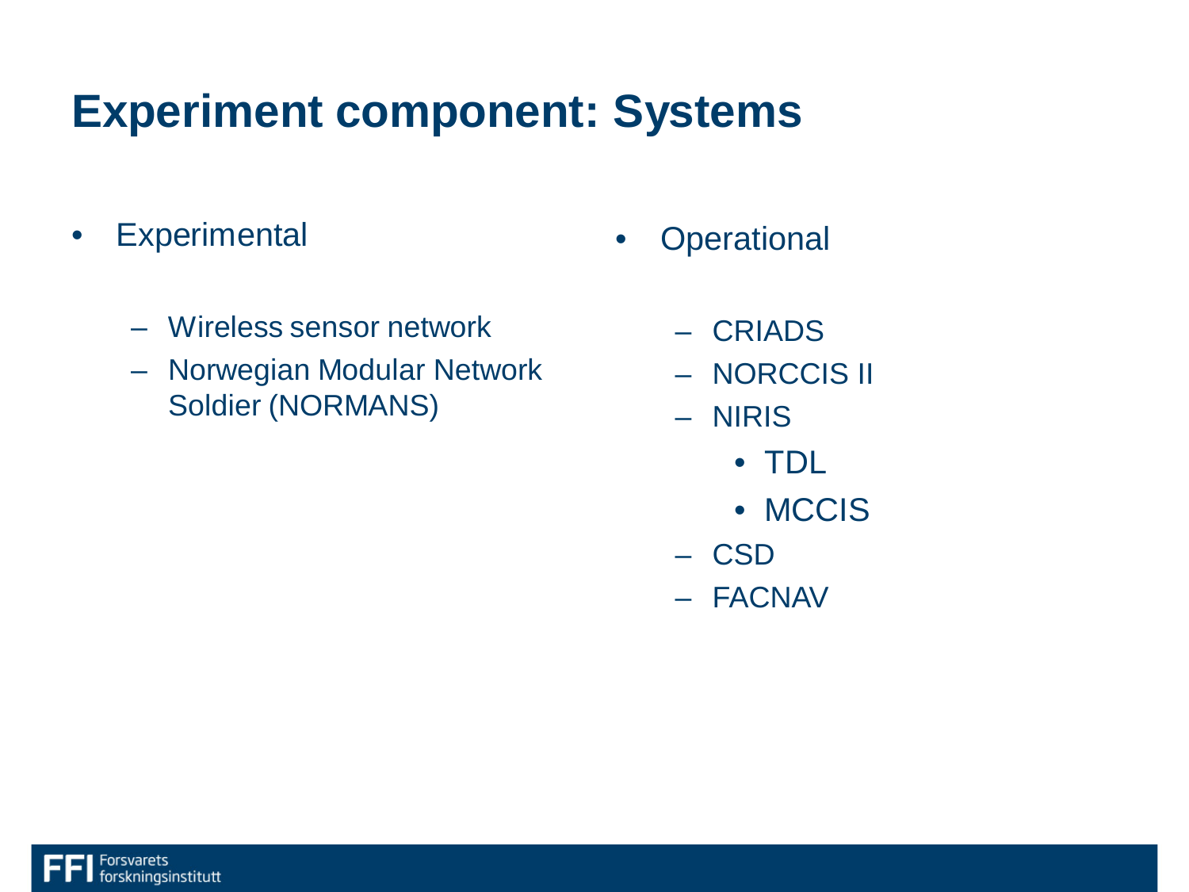# Experiment component: Systems

- Experimental
  - Wireless sensor network
  - Norwegian Modular Network Soldier (NORMANS)

- Operational
  - CRIADS
  - NORCCIS II
  - NIRIS
    - TDL
    - MCCIS
  - CSD
  - FACNAV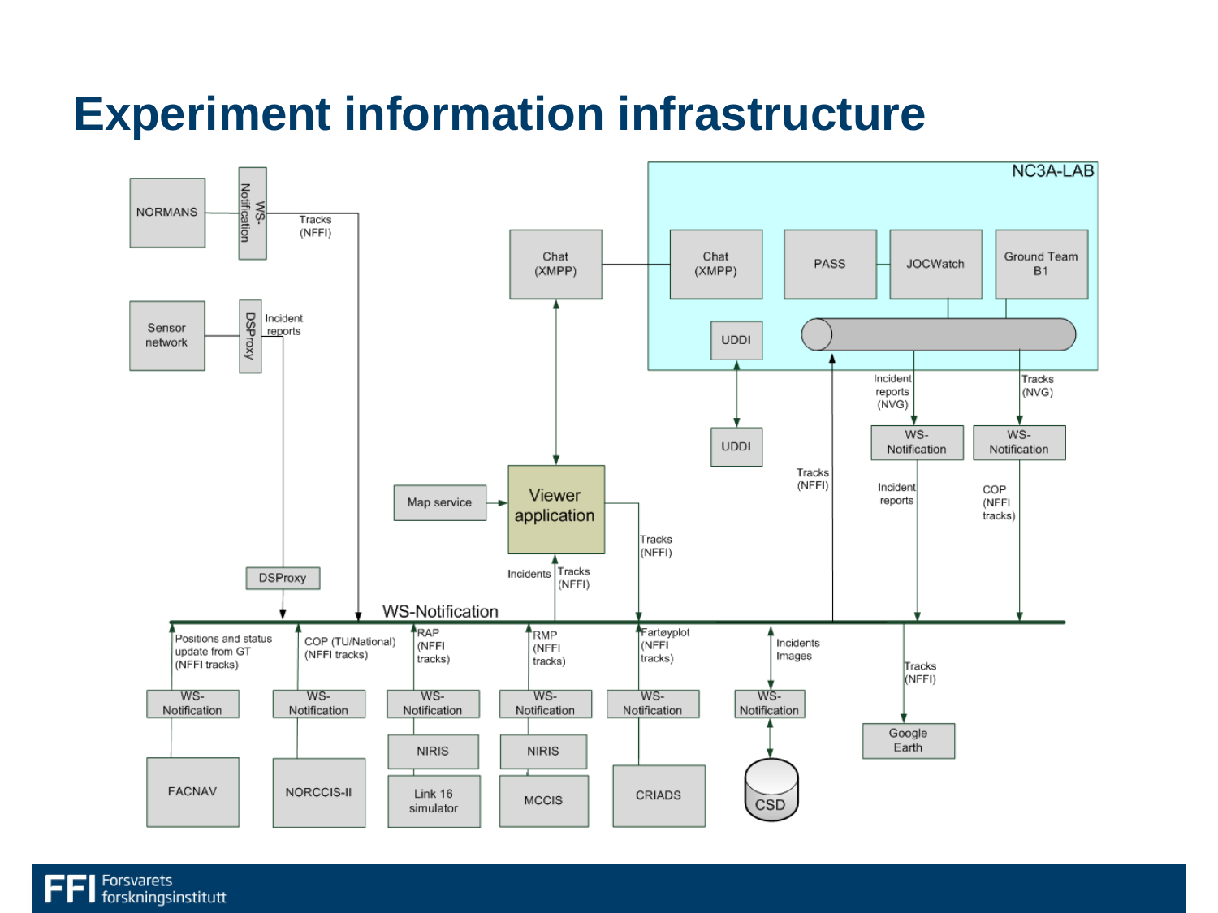# Experiment information infrastructure

NC3A-LAB

Chat (XMPP)

Chat (XMPP)

PASS

JOCWatch

Ground Team B1

UDDI

UDDI

NORMANS

WS-Notification

Tracks (NFFI)

Sensor network

DSProxy

Incident reports

Incident reports (NVG)

Tracks (NVG)

WS-Notification

WS-Notification

Tracks (NFFI)

Incident reports

COP (NFFI tracks)

Map service

Viewer application

Tracks (NFFI)

Incidents

Tracks (NFFI)

DSProxy

WS-Notification

Positions and status update from GT (NFFI tracks)

COP (TU/National) (NFFI tracks)

RAP (NFFI tracks)

RMP (NFFI tracks)

Fartøyplot (NFFI tracks)

Incidents Images

Tracks (NFFI)

WS-Notification

WS-Notification

WS-Notification

WS-Notification

WS-Notification

WS-Notification

Google Earth

FACNAV

NORCCIS-II

NIRIS

Link 16 simulator

NIRIS

MCCIS

CRIADS

CSD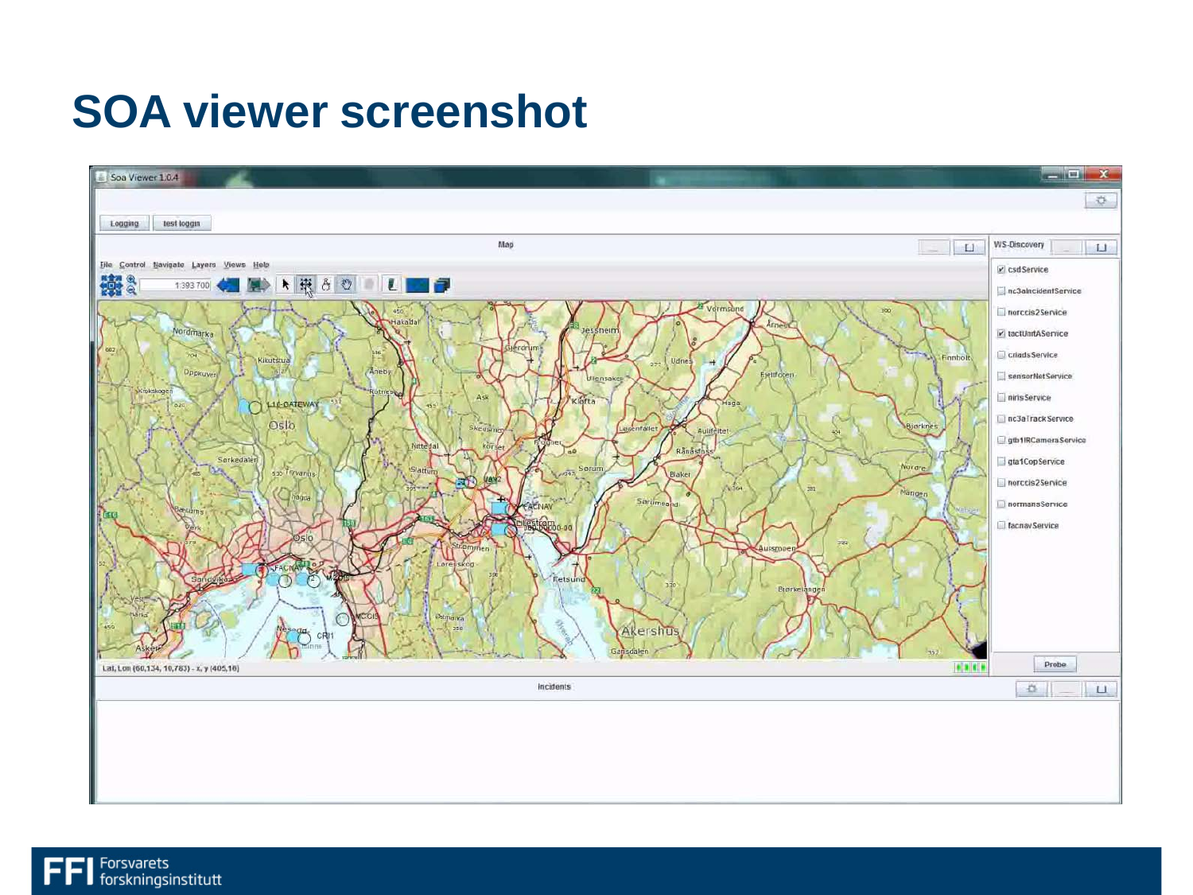# SOA viewer screenshot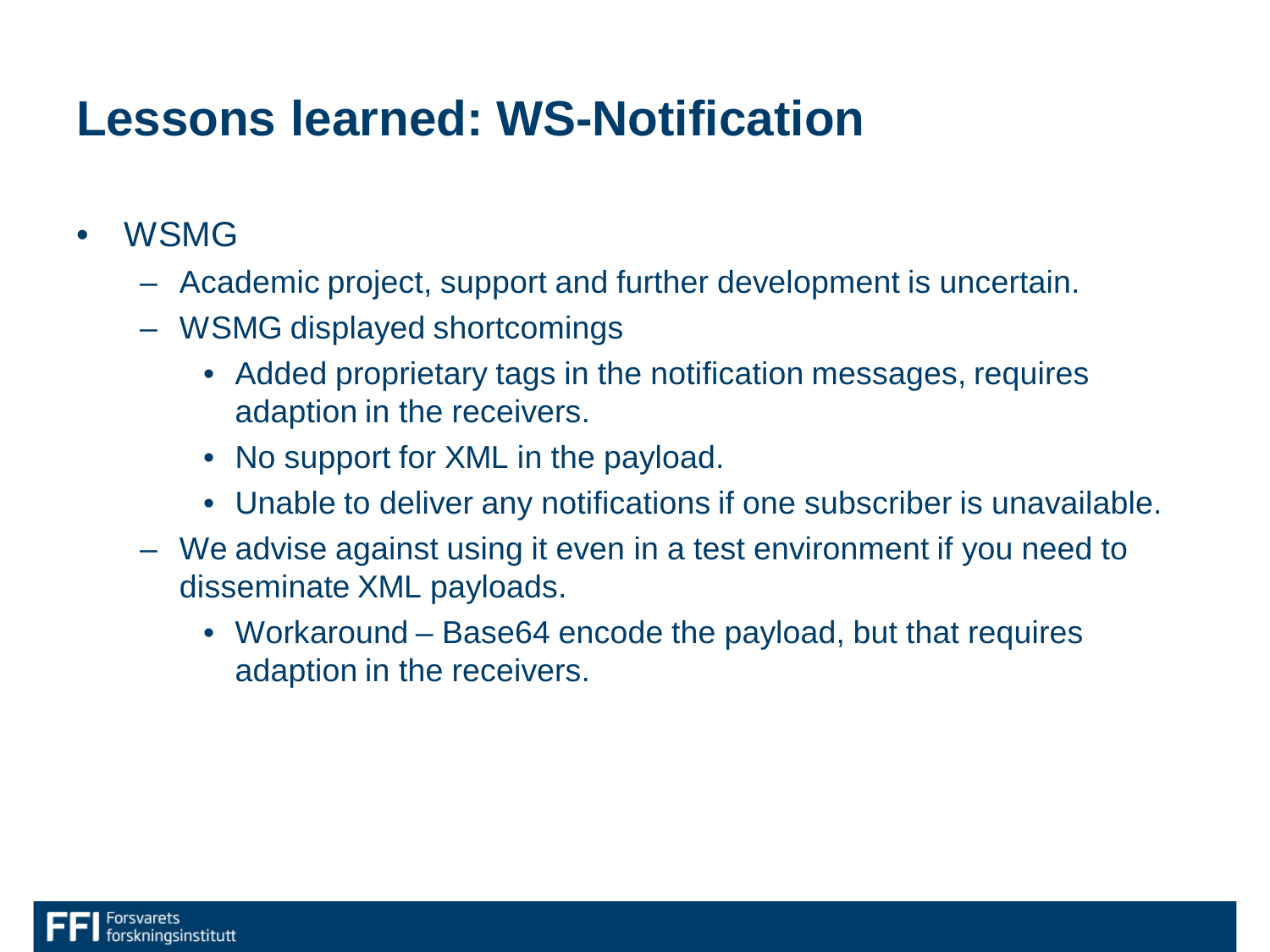# Lessons learned: WS-Notification

- WSMG
  - Academic project, support and further development is uncertain.
  - WSMG displayed shortcomings
    - Added proprietary tags in the notification messages, requires adaption in the receivers.
    - No support for XML in the payload.
    - Unable to deliver any notifications if one subscriber is unavailable.
  - We advise against using it even in a test environment if you need to disseminate XML payloads.
    - Workaround – Base64 encode the payload, but that requires adaption in the receivers.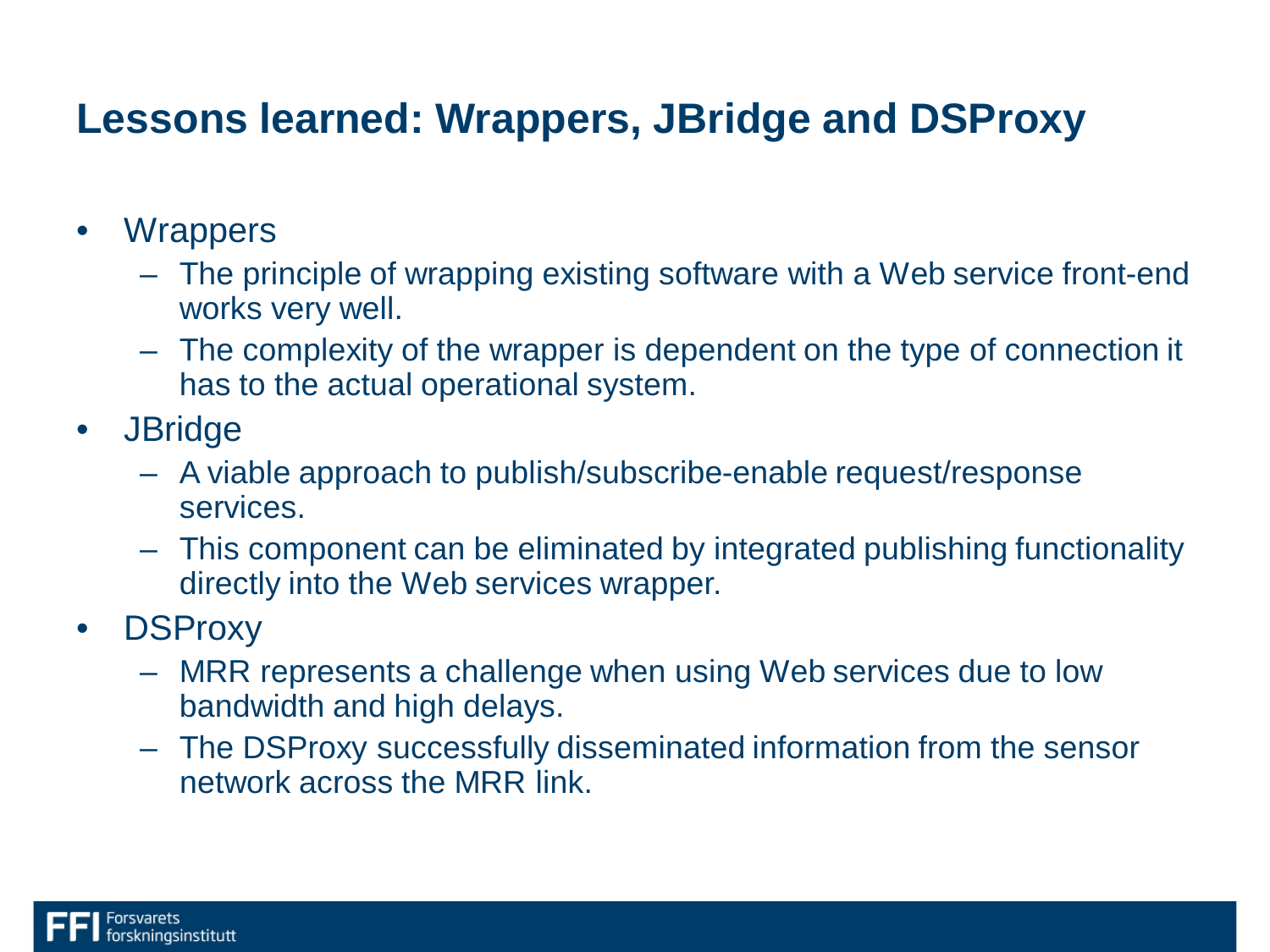# Lessons learned: Wrappers, JBridge and DSProxy

- Wrappers
  - The principle of wrapping existing software with a Web service front-end works very well.
  - The complexity of the wrapper is dependent on the type of connection it has to the actual operational system.
- JBridge
  - A viable approach to publish/subscribe-enable request/response services.
  - This component can be eliminated by integrated publishing functionality directly into the Web services wrapper.
- DSProxy
  - MRR represents a challenge when using Web services due to low bandwidth and high delays.
  - The DSProxy successfully disseminated information from the sensor network across the MRR link.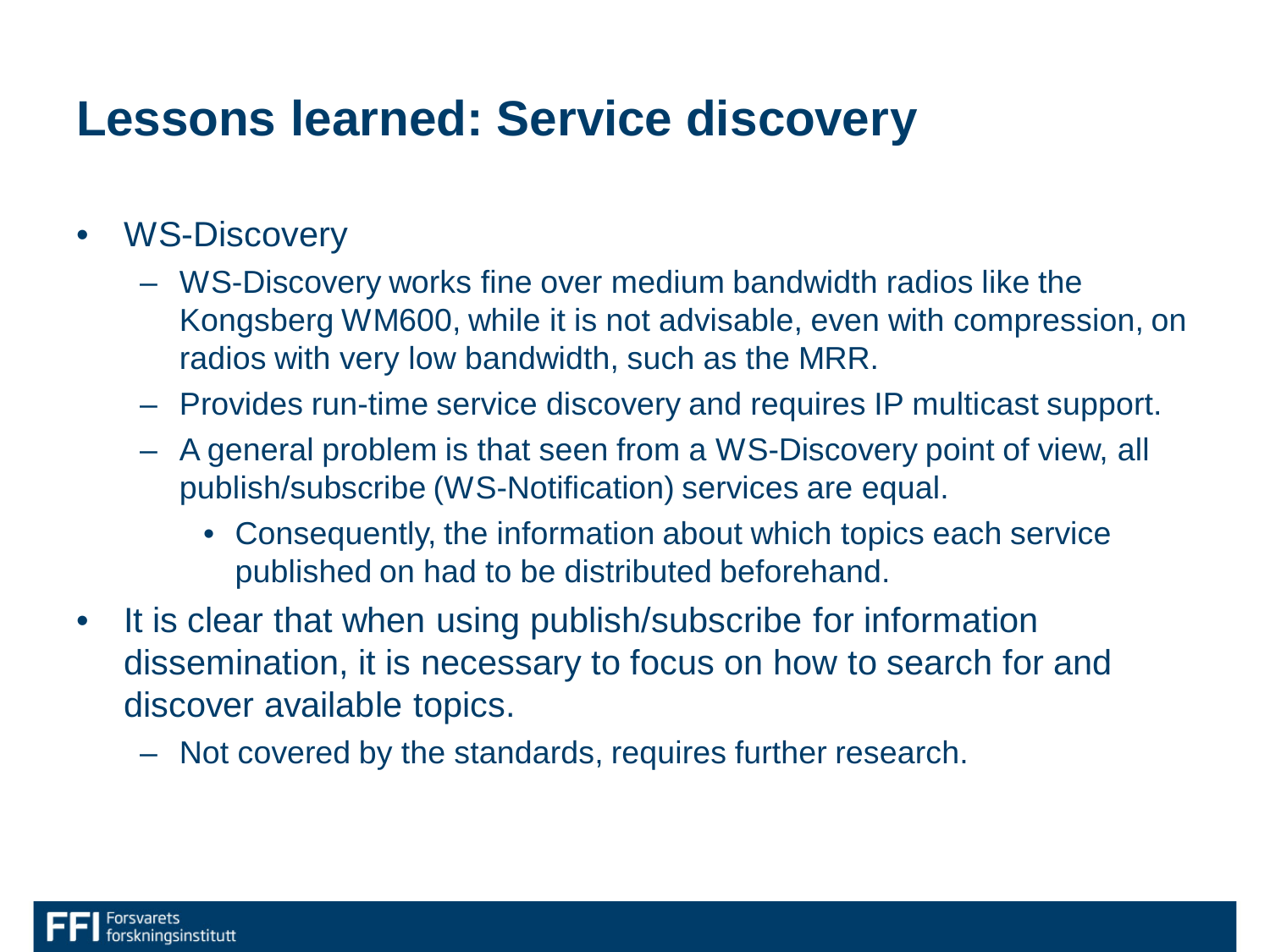# Lessons learned: Service discovery

- WS-Discovery
  - WS-Discovery works fine over medium bandwidth radios like the Kongsberg WM600, while it is not advisable, even with compression, on radios with very low bandwidth, such as the MRR.
  - Provides run-time service discovery and requires IP multicast support.
  - A general problem is that seen from a WS-Discovery point of view, all publish/subscribe (WS-Notification) services are equal.
    - Consequently, the information about which topics each service published on had to be distributed beforehand.
- It is clear that when using publish/subscribe for information dissemination, it is necessary to focus on how to search for and discover available topics.
  - Not covered by the standards, requires further research.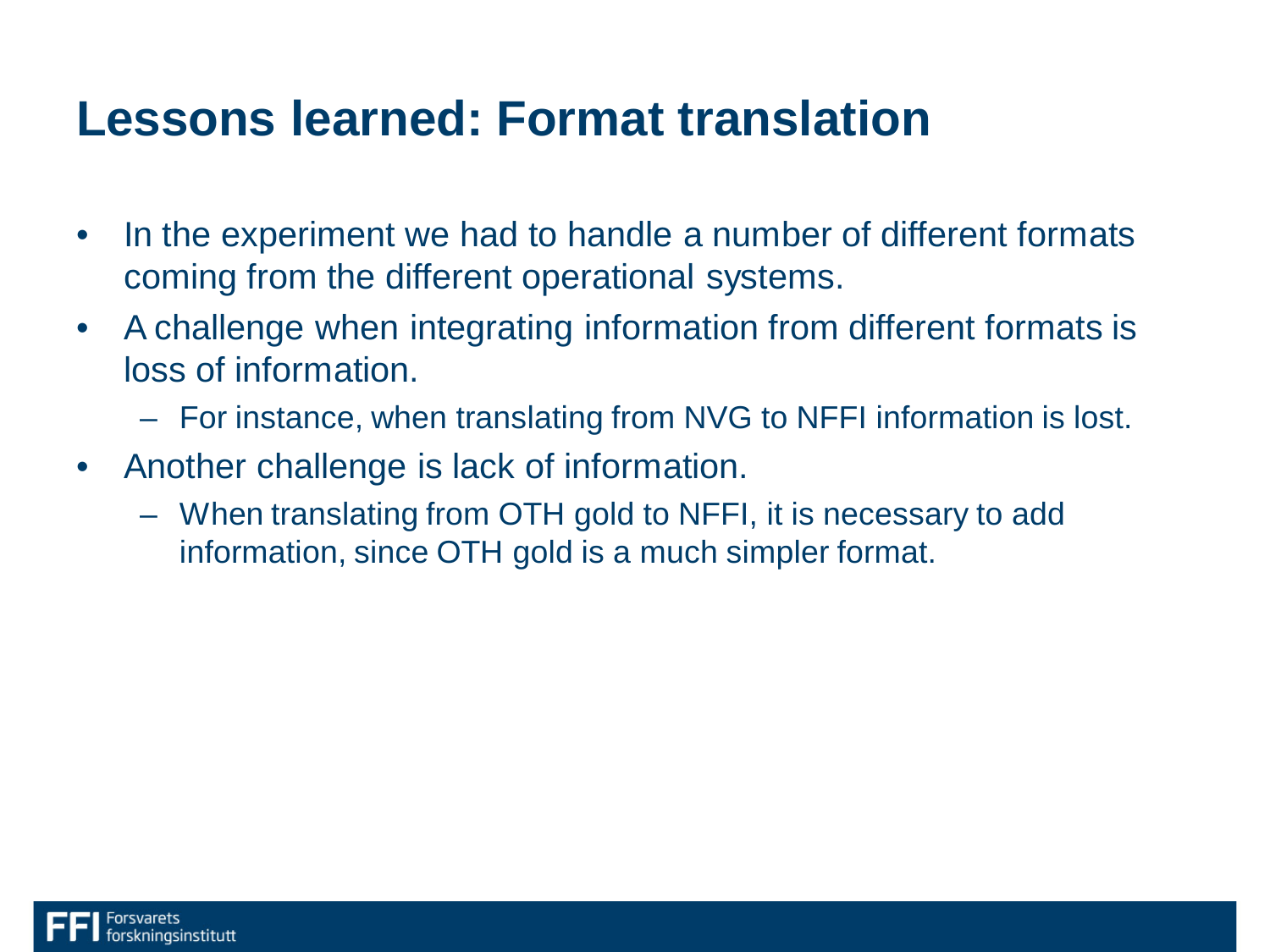# Lessons learned: Format translation

- In the experiment we had to handle a number of different formats coming from the different operational systems.
- A challenge when integrating information from different formats is loss of information.
  - For instance, when translating from NVG to NFFI information is lost.
- Another challenge is lack of information.
  - When translating from OTH gold to NFFI, it is necessary to add information, since OTH gold is a much simpler format.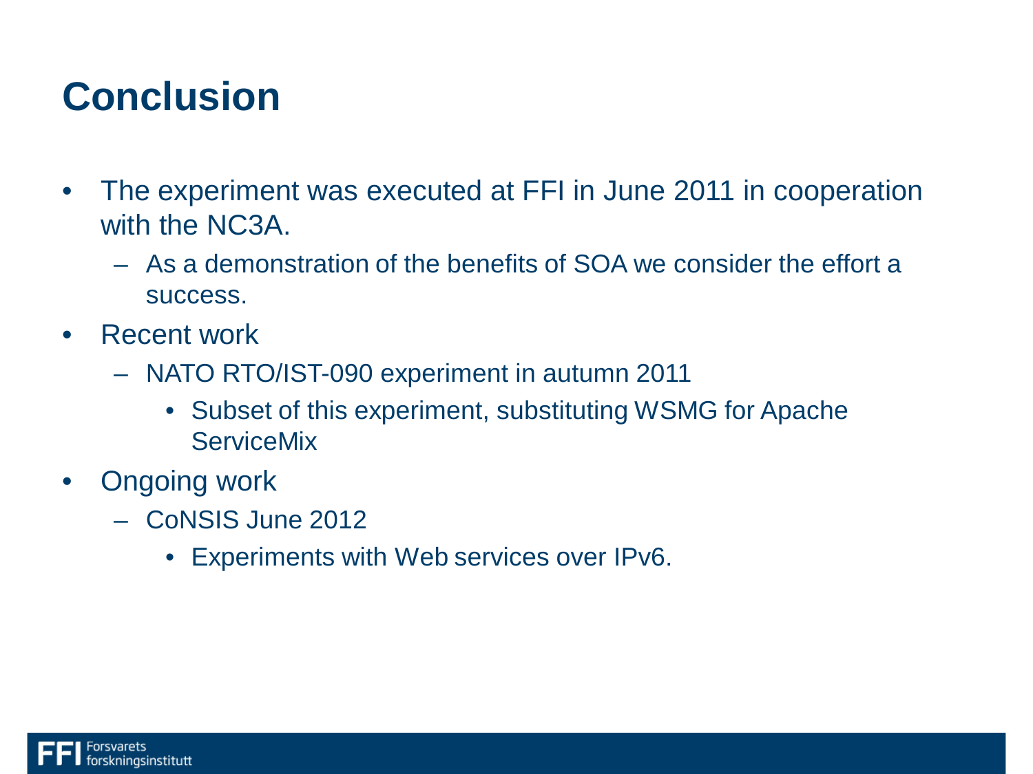# Conclusion

- The experiment was executed at FFI in June 2011 in cooperation with the NC3A.
  - As a demonstration of the benefits of SOA we consider the effort a success.
- Recent work
  - NATO RTO/IST-090 experiment in autumn 2011
    - Subset of this experiment, substituting WSMG for Apache ServiceMix
- Ongoing work
  - CoNSIS June 2012
    - Experiments with Web services over IPv6.